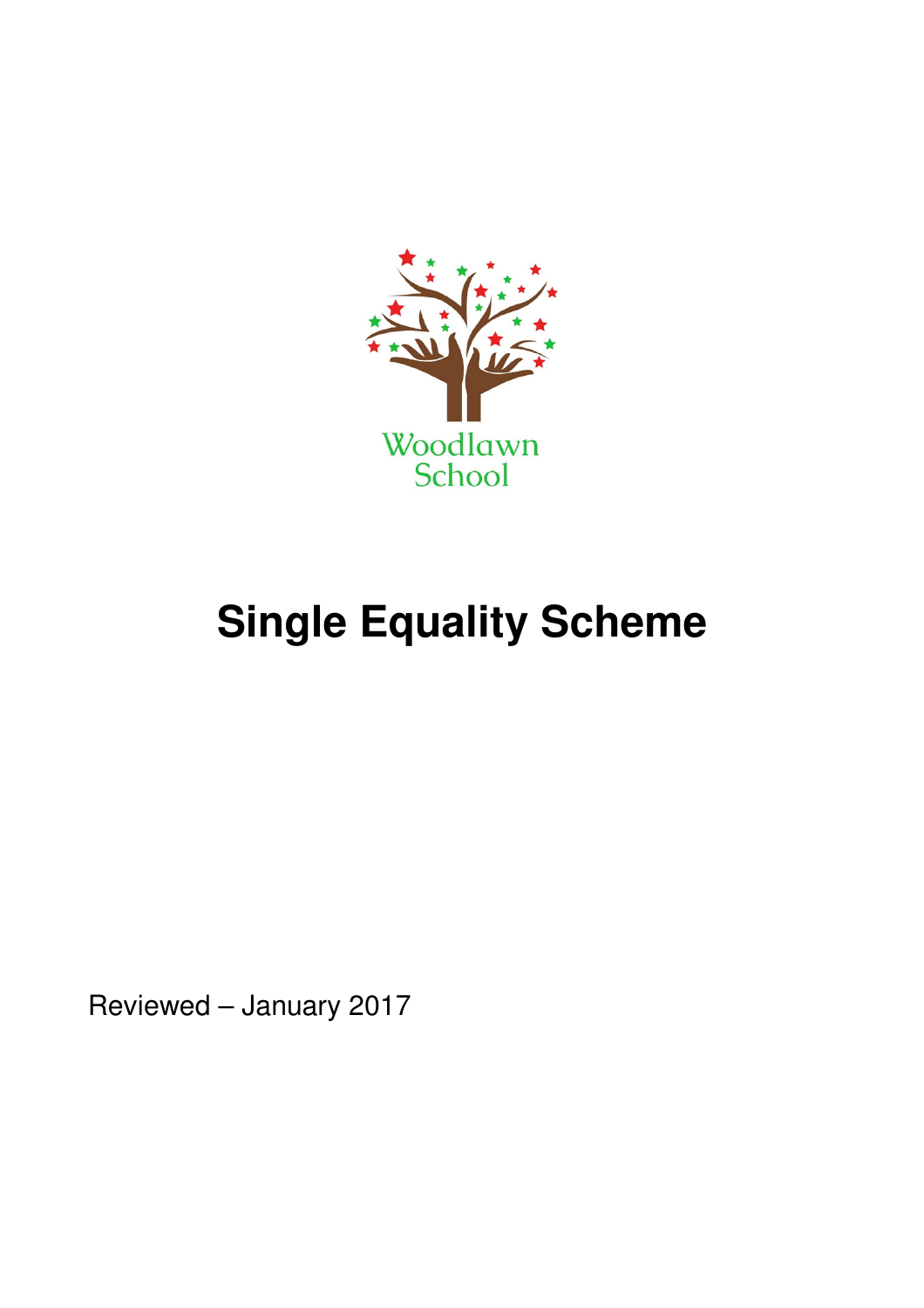Woodlawn School

# Single Equality Scheme

Reviewed – January 2017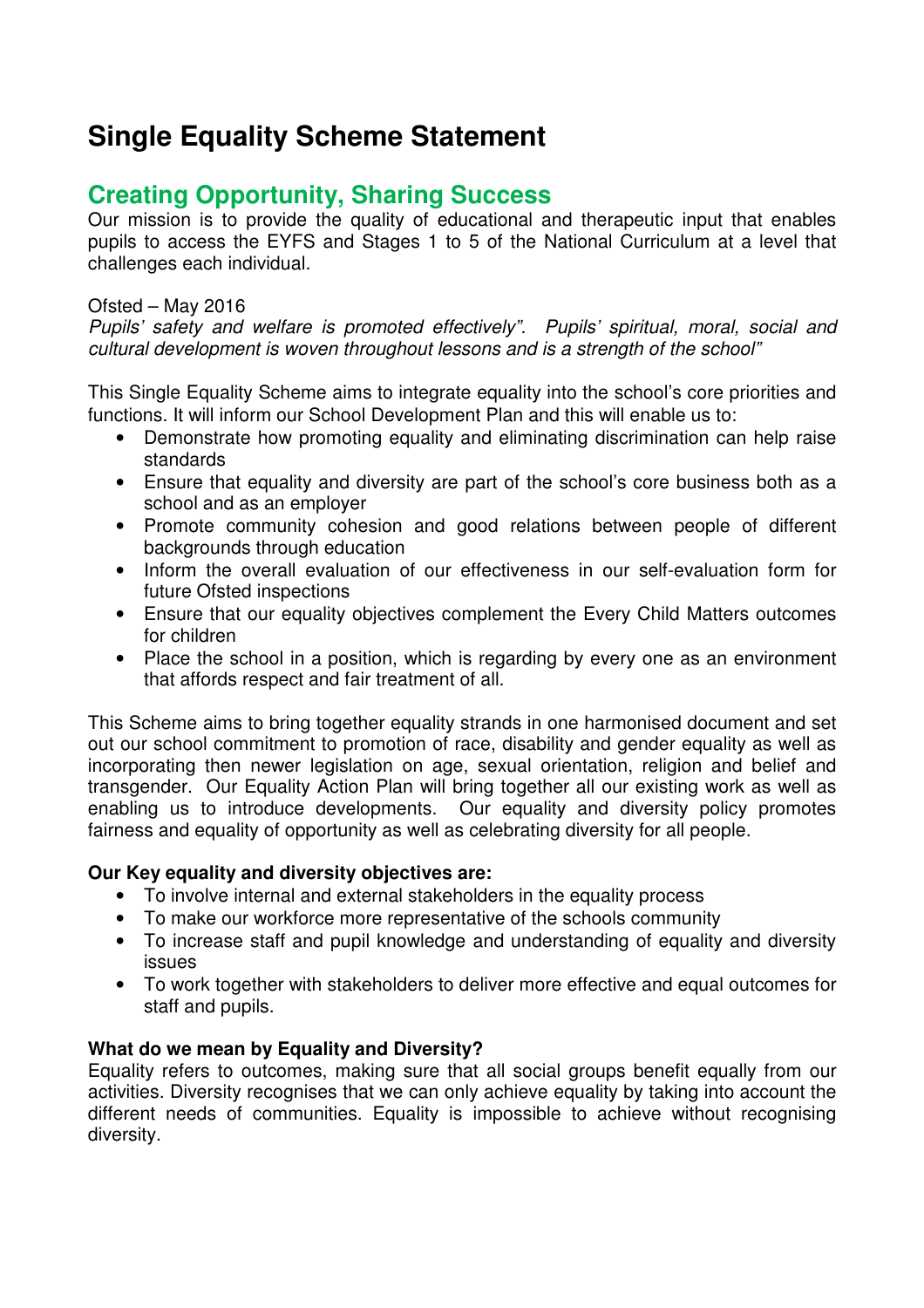# Single Equality Scheme Statement

## Creating Opportunity, Sharing Success

Our mission is to provide the quality of educational and therapeutic input that enables pupils to access the EYFS and Stages 1 to 5 of the National Curriculum at a level that challenges each individual.

Ofsted – May 2016
*Pupils' safety and welfare is promoted effectively". Pupils' spiritual, moral, social and cultural development is woven throughout lessons and is a strength of the school"*

This Single Equality Scheme aims to integrate equality into the school's core priorities and functions. It will inform our School Development Plan and this will enable us to:

- Demonstrate how promoting equality and eliminating discrimination can help raise standards
- Ensure that equality and diversity are part of the school's core business both as a school and as an employer
- Promote community cohesion and good relations between people of different backgrounds through education
- Inform the overall evaluation of our effectiveness in our self-evaluation form for future Ofsted inspections
- Ensure that our equality objectives complement the Every Child Matters outcomes for children
- Place the school in a position, which is regarding by every one as an environment that affords respect and fair treatment of all.

This Scheme aims to bring together equality strands in one harmonised document and set out our school commitment to promotion of race, disability and gender equality as well as incorporating then newer legislation on age, sexual orientation, religion and belief and transgender. Our Equality Action Plan will bring together all our existing work as well as enabling us to introduce developments. Our equality and diversity policy promotes fairness and equality of opportunity as well as celebrating diversity for all people.

**Our Key equality and diversity objectives are:**

- To involve internal and external stakeholders in the equality process
- To make our workforce more representative of the schools community
- To increase staff and pupil knowledge and understanding of equality and diversity issues
- To work together with stakeholders to deliver more effective and equal outcomes for staff and pupils.

**What do we mean by Equality and Diversity?**

Equality refers to outcomes, making sure that all social groups benefit equally from our activities. Diversity recognises that we can only achieve equality by taking into account the different needs of communities. Equality is impossible to achieve without recognising diversity.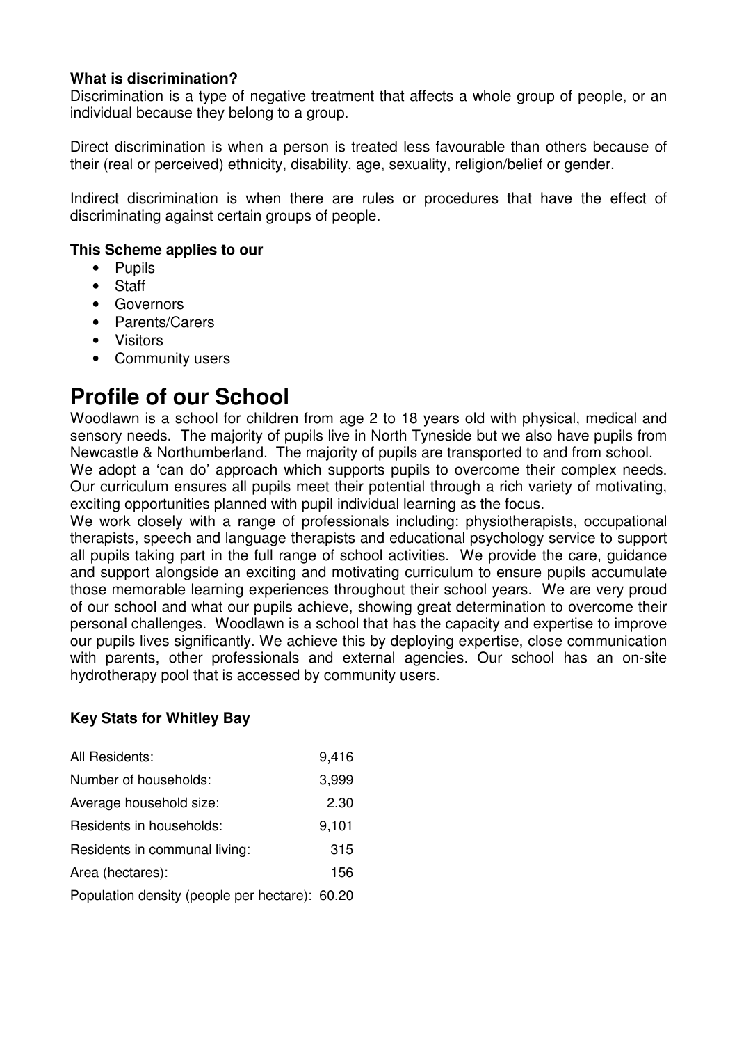**What is discrimination?**
Discrimination is a type of negative treatment that affects a whole group of people, or an individual because they belong to a group.

Direct discrimination is when a person is treated less favourable than others because of their (real or perceived) ethnicity, disability, age, sexuality, religion/belief or gender.

Indirect discrimination is when there are rules or procedures that have the effect of discriminating against certain groups of people.

**This Scheme applies to our**

- Pupils
- Staff
- Governors
- Parents/Carers
- Visitors
- Community users

# Profile of our School

Woodlawn is a school for children from age 2 to 18 years old with physical, medical and sensory needs. The majority of pupils live in North Tyneside but we also have pupils from Newcastle & Northumberland. The majority of pupils are transported to and from school.
We adopt a 'can do' approach which supports pupils to overcome their complex needs. Our curriculum ensures all pupils meet their potential through a rich variety of motivating, exciting opportunities planned with pupil individual learning as the focus.
We work closely with a range of professionals including: physiotherapists, occupational therapists, speech and language therapists and educational psychology service to support all pupils taking part in the full range of school activities. We provide the care, guidance and support alongside an exciting and motivating curriculum to ensure pupils accumulate those memorable learning experiences throughout their school years. We are very proud of our school and what our pupils achieve, showing great determination to overcome their personal challenges. Woodlawn is a school that has the capacity and expertise to improve our pupils lives significantly. We achieve this by deploying expertise, close communication with parents, other professionals and external agencies. Our school has an on-site hydrotherapy pool that is accessed by community users.

**Key Stats for Whitley Bay**

| | |
|---|---|
| All Residents: | 9,416 |
| Number of households: | 3,999 |
| Average household size: | 2.30 |
| Residents in households: | 9,101 |
| Residents in communal living: | 315 |
| Area (hectares): | 156 |
| Population density (people per hectare): | 60.20 |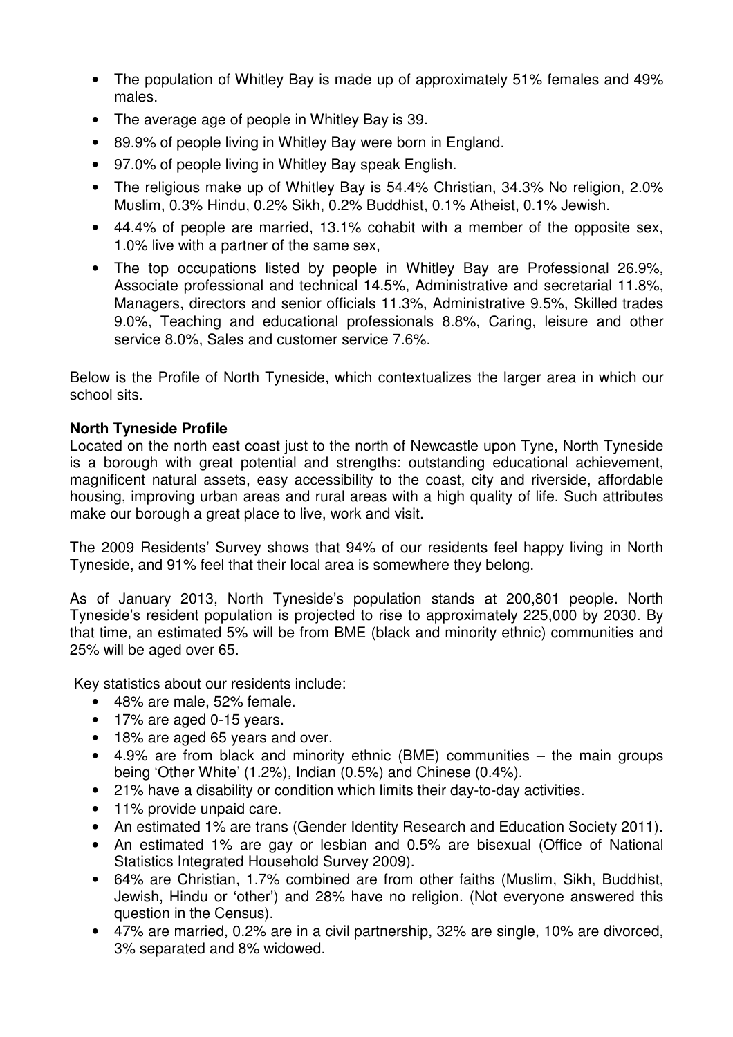- The population of Whitley Bay is made up of approximately 51% females and 49% males.
- The average age of people in Whitley Bay is 39.
- 89.9% of people living in Whitley Bay were born in England.
- 97.0% of people living in Whitley Bay speak English.
- The religious make up of Whitley Bay is 54.4% Christian, 34.3% No religion, 2.0% Muslim, 0.3% Hindu, 0.2% Sikh, 0.2% Buddhist, 0.1% Atheist, 0.1% Jewish.
- 44.4% of people are married, 13.1% cohabit with a member of the opposite sex, 1.0% live with a partner of the same sex,
- The top occupations listed by people in Whitley Bay are Professional 26.9%, Associate professional and technical 14.5%, Administrative and secretarial 11.8%, Managers, directors and senior officials 11.3%, Administrative 9.5%, Skilled trades 9.0%, Teaching and educational professionals 8.8%, Caring, leisure and other service 8.0%, Sales and customer service 7.6%.

Below is the Profile of North Tyneside, which contextualizes the larger area in which our school sits.

**North Tyneside Profile**

Located on the north east coast just to the north of Newcastle upon Tyne, North Tyneside is a borough with great potential and strengths: outstanding educational achievement, magnificent natural assets, easy accessibility to the coast, city and riverside, affordable housing, improving urban areas and rural areas with a high quality of life. Such attributes make our borough a great place to live, work and visit.

The 2009 Residents' Survey shows that 94% of our residents feel happy living in North Tyneside, and 91% feel that their local area is somewhere they belong.

As of January 2013, North Tyneside's population stands at 200,801 people. North Tyneside's resident population is projected to rise to approximately 225,000 by 2030. By that time, an estimated 5% will be from BME (black and minority ethnic) communities and 25% will be aged over 65.

Key statistics about our residents include:

- 48% are male, 52% female.
- 17% are aged 0-15 years.
- 18% are aged 65 years and over.
- 4.9% are from black and minority ethnic (BME) communities – the main groups being 'Other White' (1.2%), Indian (0.5%) and Chinese (0.4%).
- 21% have a disability or condition which limits their day-to-day activities.
- 11% provide unpaid care.
- An estimated 1% are trans (Gender Identity Research and Education Society 2011).
- An estimated 1% are gay or lesbian and 0.5% are bisexual (Office of National Statistics Integrated Household Survey 2009).
- 64% are Christian, 1.7% combined are from other faiths (Muslim, Sikh, Buddhist, Jewish, Hindu or 'other') and 28% have no religion. (Not everyone answered this question in the Census).
- 47% are married, 0.2% are in a civil partnership, 32% are single, 10% are divorced, 3% separated and 8% widowed.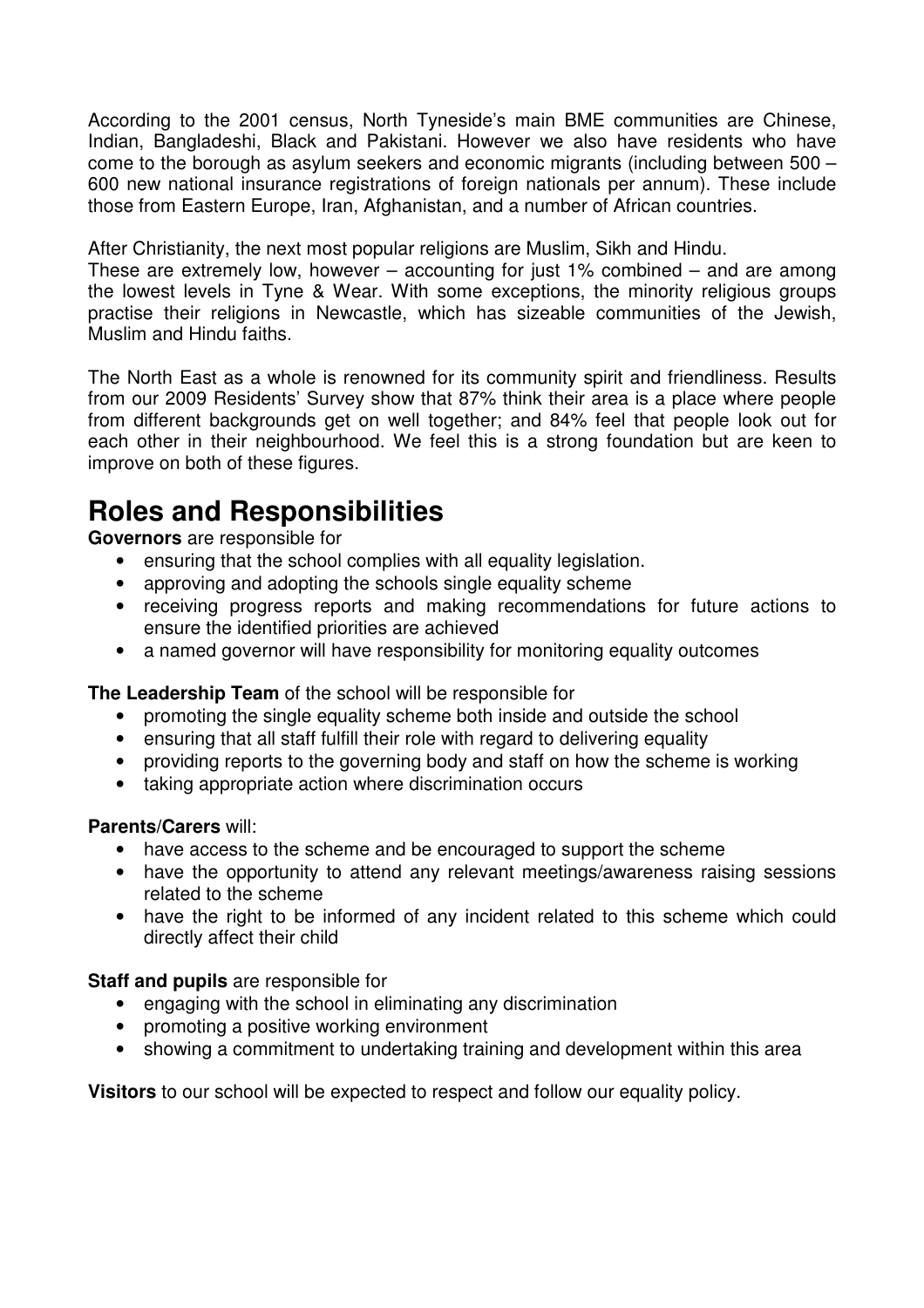According to the 2001 census, North Tyneside's main BME communities are Chinese, Indian, Bangladeshi, Black and Pakistani. However we also have residents who have come to the borough as asylum seekers and economic migrants (including between 500 – 600 new national insurance registrations of foreign nationals per annum). These include those from Eastern Europe, Iran, Afghanistan, and a number of African countries.

After Christianity, the next most popular religions are Muslim, Sikh and Hindu. These are extremely low, however – accounting for just 1% combined – and are among the lowest levels in Tyne & Wear. With some exceptions, the minority religious groups practise their religions in Newcastle, which has sizeable communities of the Jewish, Muslim and Hindu faiths.

The North East as a whole is renowned for its community spirit and friendliness. Results from our 2009 Residents' Survey show that 87% think their area is a place where people from different backgrounds get on well together; and 84% feel that people look out for each other in their neighbourhood. We feel this is a strong foundation but are keen to improve on both of these figures.

# Roles and Responsibilities

**Governors** are responsible for

- ensuring that the school complies with all equality legislation.
- approving and adopting the schools single equality scheme
- receiving progress reports and making recommendations for future actions to ensure the identified priorities are achieved
- a named governor will have responsibility for monitoring equality outcomes

**The Leadership Team** of the school will be responsible for

- promoting the single equality scheme both inside and outside the school
- ensuring that all staff fulfill their role with regard to delivering equality
- providing reports to the governing body and staff on how the scheme is working
- taking appropriate action where discrimination occurs

**Parents/Carers** will:

- have access to the scheme and be encouraged to support the scheme
- have the opportunity to attend any relevant meetings/awareness raising sessions related to the scheme
- have the right to be informed of any incident related to this scheme which could directly affect their child

**Staff and pupils** are responsible for

- engaging with the school in eliminating any discrimination
- promoting a positive working environment
- showing a commitment to undertaking training and development within this area

**Visitors** to our school will be expected to respect and follow our equality policy.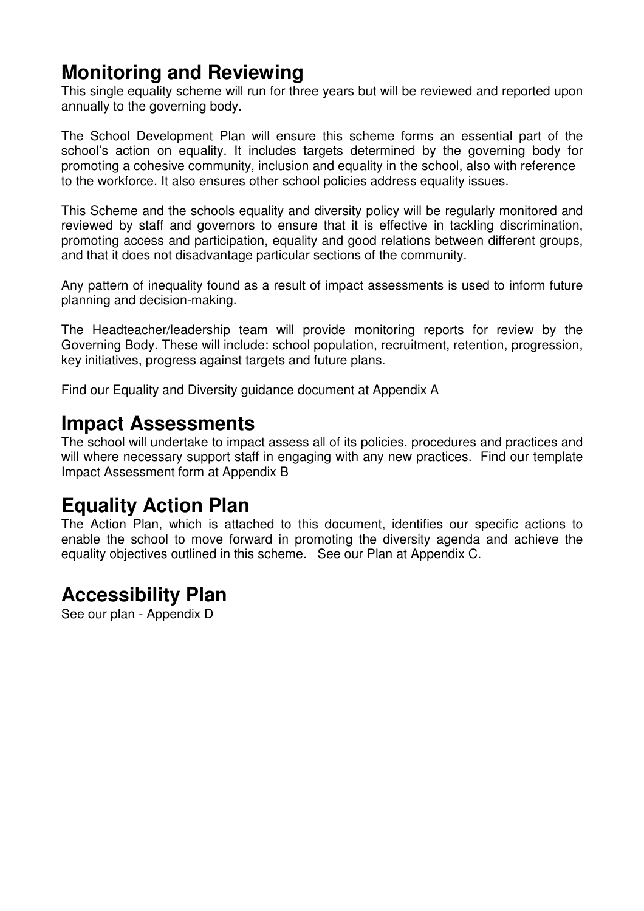## Monitoring and Reviewing

This single equality scheme will run for three years but will be reviewed and reported upon annually to the governing body.

The School Development Plan will ensure this scheme forms an essential part of the school's action on equality. It includes targets determined by the governing body for promoting a cohesive community, inclusion and equality in the school, also with reference to the workforce. It also ensures other school policies address equality issues.

This Scheme and the schools equality and diversity policy will be regularly monitored and reviewed by staff and governors to ensure that it is effective in tackling discrimination, promoting access and participation, equality and good relations between different groups, and that it does not disadvantage particular sections of the community.

Any pattern of inequality found as a result of impact assessments is used to inform future planning and decision-making.

The Headteacher/leadership team will provide monitoring reports for review by the Governing Body. These will include: school population, recruitment, retention, progression, key initiatives, progress against targets and future plans.

Find our Equality and Diversity guidance document at Appendix A

## Impact Assessments

The school will undertake to impact assess all of its policies, procedures and practices and will where necessary support staff in engaging with any new practices. Find our template Impact Assessment form at Appendix B

## Equality Action Plan

The Action Plan, which is attached to this document, identifies our specific actions to enable the school to move forward in promoting the diversity agenda and achieve the equality objectives outlined in this scheme. See our Plan at Appendix C.

## Accessibility Plan

See our plan - Appendix D